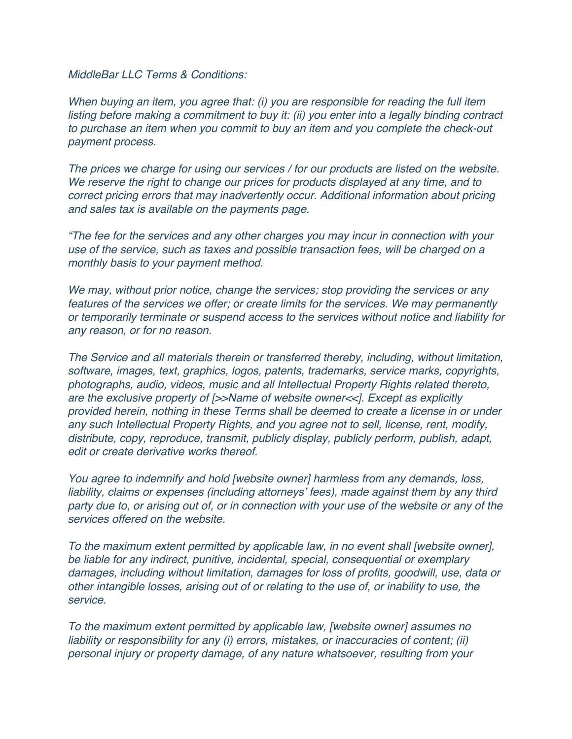*MiddleBar LLC Terms & Conditions:*

*When buying an item, you agree that: (i) you are responsible for reading the full item listing before making a commitment to buy it: (ii) you enter into a legally binding contract to purchase an item when you commit to buy an item and you complete the check-out payment process.*

*The prices we charge for using our services / for our products are listed on the website. We reserve the right to change our prices for products displayed at any time, and to correct pricing errors that may inadvertently occur. Additional information about pricing and sales tax is available on the payments page.*

*"The fee for the services and any other charges you may incur in connection with your use of the service, such as taxes and possible transaction fees, will be charged on a monthly basis to your payment method.*

*We may, without prior notice, change the services; stop providing the services or any features of the services we offer; or create limits for the services. We may permanently or temporarily terminate or suspend access to the services without notice and liability for any reason, or for no reason.*

*The Service and all materials therein or transferred thereby, including, without limitation, software, images, text, graphics, logos, patents, trademarks, service marks, copyrights, photographs, audio, videos, music and all Intellectual Property Rights related thereto, are the exclusive property of [>>Name of website owner<<]. Except as explicitly provided herein, nothing in these Terms shall be deemed to create a license in or under any such Intellectual Property Rights, and you agree not to sell, license, rent, modify, distribute, copy, reproduce, transmit, publicly display, publicly perform, publish, adapt, edit or create derivative works thereof.*

*You agree to indemnify and hold [website owner] harmless from any demands, loss, liability, claims or expenses (including attorneys' fees), made against them by any third party due to, or arising out of, or in connection with your use of the website or any of the services offered on the website.*

*To the maximum extent permitted by applicable law, in no event shall [website owner], be liable for any indirect, punitive, incidental, special, consequential or exemplary damages, including without limitation, damages for loss of profits, goodwill, use, data or other intangible losses, arising out of or relating to the use of, or inability to use, the service.*

*To the maximum extent permitted by applicable law, [website owner] assumes no liability or responsibility for any (i) errors, mistakes, or inaccuracies of content; (ii) personal injury or property damage, of any nature whatsoever, resulting from your*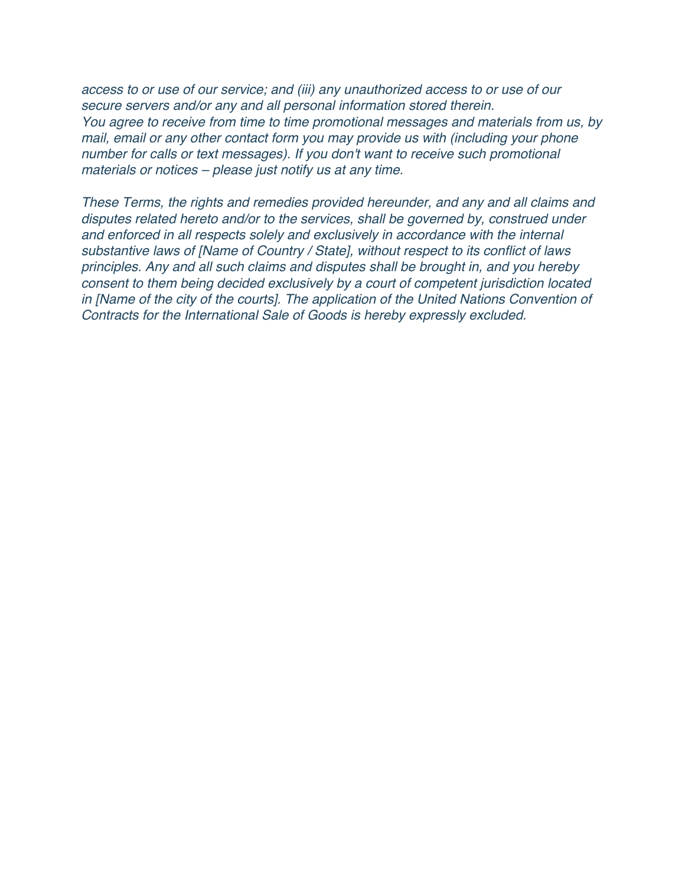*access to or use of our service; and (iii) any unauthorized access to or use of our secure servers and/or any and all personal information stored therein.*
*You agree to receive from time to time promotional messages and materials from us, by mail, email or any other contact form you may provide us with (including your phone number for calls or text messages). If you don't want to receive such promotional materials or notices – please just notify us at any time.*

*These Terms, the rights and remedies provided hereunder, and any and all claims and disputes related hereto and/or to the services, shall be governed by, construed under and enforced in all respects solely and exclusively in accordance with the internal substantive laws of [Name of Country / State], without respect to its conflict of laws principles. Any and all such claims and disputes shall be brought in, and you hereby consent to them being decided exclusively by a court of competent jurisdiction located in [Name of the city of the courts]. The application of the United Nations Convention of Contracts for the International Sale of Goods is hereby expressly excluded.*